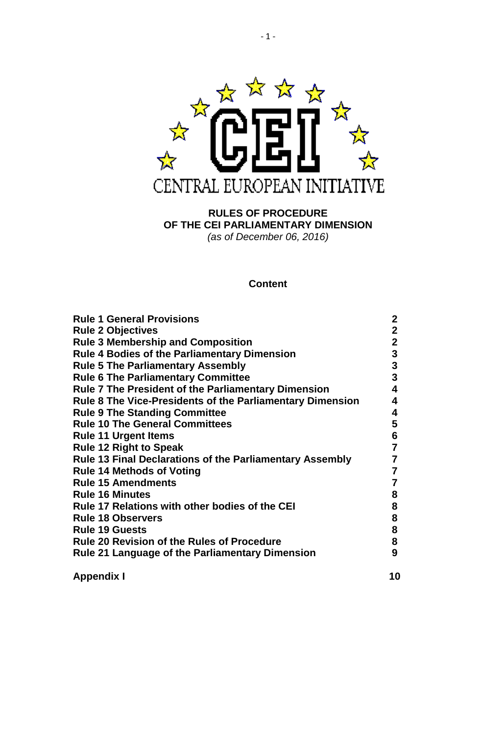CENTRAL EUROPEAN INITIATIVE

# RULES OF PROCEDURE OF THE CEI PARLIAMENTARY DIMENSION

*(as of December 06, 2016)*

## Content

| | |
|---|---|
| **Rule 1 General Provisions** | **2** |
| **Rule 2 Objectives** | **2** |
| **Rule 3 Membership and Composition** | **2** |
| **Rule 4 Bodies of the Parliamentary Dimension** | **3** |
| **Rule 5 The Parliamentary Assembly** | **3** |
| **Rule 6 The Parliamentary Committee** | **3** |
| **Rule 7 The President of the Parliamentary Dimension** | **4** |
| **Rule 8 The Vice-Presidents of the Parliamentary Dimension** | **4** |
| **Rule 9 The Standing Committee** | **4** |
| **Rule 10 The General Committees** | **5** |
| **Rule 11 Urgent Items** | **6** |
| **Rule 12 Right to Speak** | **7** |
| **Rule 13 Final Declarations of the Parliamentary Assembly** | **7** |
| **Rule 14 Methods of Voting** | **7** |
| **Rule 15 Amendments** | **7** |
| **Rule 16 Minutes** | **8** |
| **Rule 17 Relations with other bodies of the CEI** | **8** |
| **Rule 18 Observers** | **8** |
| **Rule 19 Guests** | **8** |
| **Rule 20 Revision of the Rules of Procedure** | **8** |
| **Rule 21 Language of the Parliamentary Dimension** | **9** |
| **Appendix I** | **10** |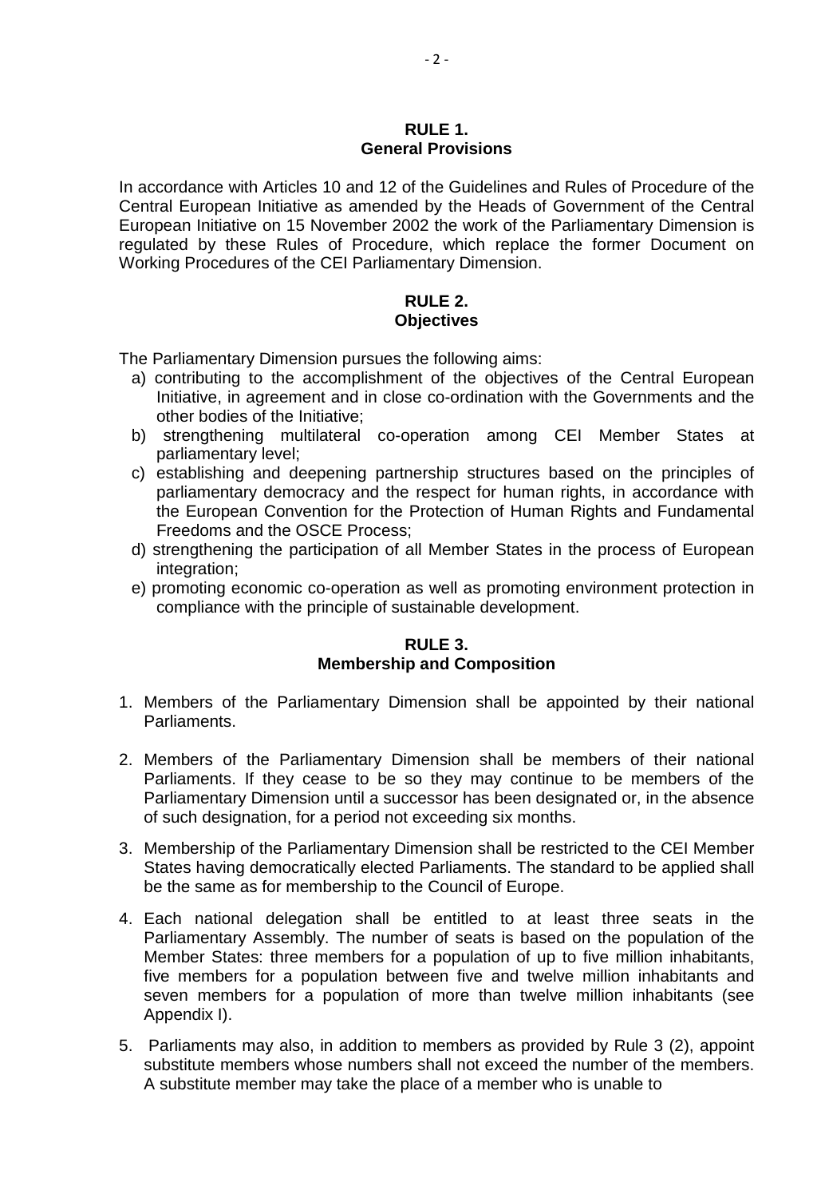## RULE 1.
## General Provisions

In accordance with Articles 10 and 12 of the Guidelines and Rules of Procedure of the Central European Initiative as amended by the Heads of Government of the Central European Initiative on 15 November 2002 the work of the Parliamentary Dimension is regulated by these Rules of Procedure, which replace the former Document on Working Procedures of the CEI Parliamentary Dimension.

## RULE 2.
## Objectives

The Parliamentary Dimension pursues the following aims:

a) contributing to the accomplishment of the objectives of the Central European Initiative, in agreement and in close co-ordination with the Governments and the other bodies of the Initiative;
b) strengthening multilateral co-operation among CEI Member States at parliamentary level;
c) establishing and deepening partnership structures based on the principles of parliamentary democracy and the respect for human rights, in accordance with the European Convention for the Protection of Human Rights and Fundamental Freedoms and the OSCE Process;
d) strengthening the participation of all Member States in the process of European integration;
e) promoting economic co-operation as well as promoting environment protection in compliance with the principle of sustainable development.

## RULE 3.
## Membership and Composition

1. Members of the Parliamentary Dimension shall be appointed by their national Parliaments.

2. Members of the Parliamentary Dimension shall be members of their national Parliaments. If they cease to be so they may continue to be members of the Parliamentary Dimension until a successor has been designated or, in the absence of such designation, for a period not exceeding six months.

3. Membership of the Parliamentary Dimension shall be restricted to the CEI Member States having democratically elected Parliaments. The standard to be applied shall be the same as for membership to the Council of Europe.

4. Each national delegation shall be entitled to at least three seats in the Parliamentary Assembly. The number of seats is based on the population of the Member States: three members for a population of up to five million inhabitants, five members for a population between five and twelve million inhabitants and seven members for a population of more than twelve million inhabitants (see Appendix I).

5. Parliaments may also, in addition to members as provided by Rule 3 (2), appoint substitute members whose numbers shall not exceed the number of the members. A substitute member may take the place of a member who is unable to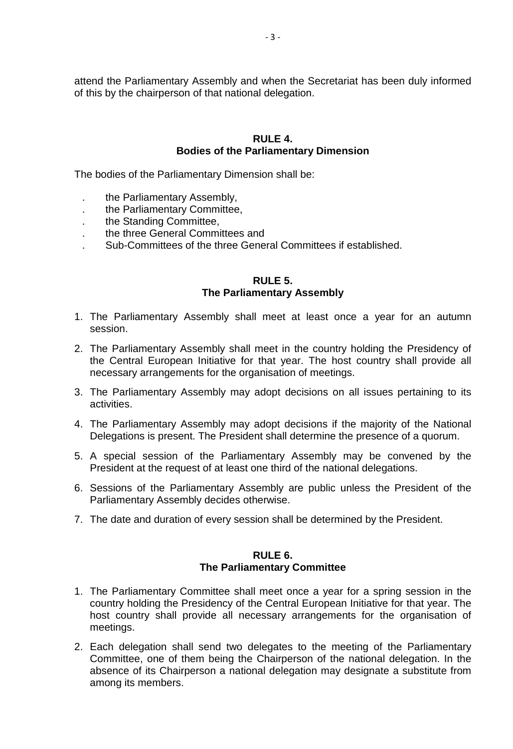attend the Parliamentary Assembly and when the Secretariat has been duly informed of this by the chairperson of that national delegation.

## RULE 4.
## Bodies of the Parliamentary Dimension

The bodies of the Parliamentary Dimension shall be:

- the Parliamentary Assembly,
- the Parliamentary Committee,
- the Standing Committee,
- the three General Committees and
- Sub-Committees of the three General Committees if established.

## RULE 5.
## The Parliamentary Assembly

1. The Parliamentary Assembly shall meet at least once a year for an autumn session.
2. The Parliamentary Assembly shall meet in the country holding the Presidency of the Central European Initiative for that year. The host country shall provide all necessary arrangements for the organisation of meetings.
3. The Parliamentary Assembly may adopt decisions on all issues pertaining to its activities.
4. The Parliamentary Assembly may adopt decisions if the majority of the National Delegations is present. The President shall determine the presence of a quorum.
5. A special session of the Parliamentary Assembly may be convened by the President at the request of at least one third of the national delegations.
6. Sessions of the Parliamentary Assembly are public unless the President of the Parliamentary Assembly decides otherwise.
7. The date and duration of every session shall be determined by the President.

## RULE 6.
## The Parliamentary Committee

1. The Parliamentary Committee shall meet once a year for a spring session in the country holding the Presidency of the Central European Initiative for that year. The host country shall provide all necessary arrangements for the organisation of meetings.
2. Each delegation shall send two delegates to the meeting of the Parliamentary Committee, one of them being the Chairperson of the national delegation. In the absence of its Chairperson a national delegation may designate a substitute from among its members.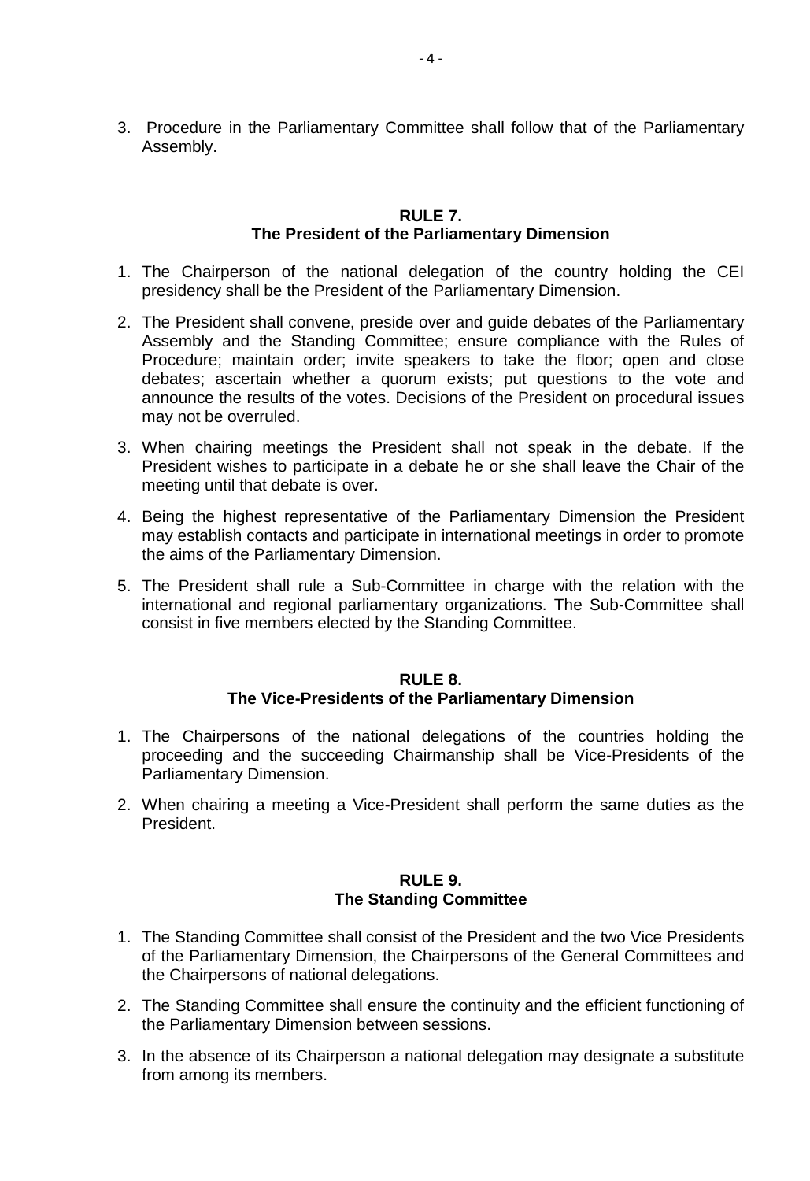3. Procedure in the Parliamentary Committee shall follow that of the Parliamentary Assembly.

**RULE 7.**
**The President of the Parliamentary Dimension**

1. The Chairperson of the national delegation of the country holding the CEI presidency shall be the President of the Parliamentary Dimension.
2. The President shall convene, preside over and guide debates of the Parliamentary Assembly and the Standing Committee; ensure compliance with the Rules of Procedure; maintain order; invite speakers to take the floor; open and close debates; ascertain whether a quorum exists; put questions to the vote and announce the results of the votes. Decisions of the President on procedural issues may not be overruled.
3. When chairing meetings the President shall not speak in the debate. If the President wishes to participate in a debate he or she shall leave the Chair of the meeting until that debate is over.
4. Being the highest representative of the Parliamentary Dimension the President may establish contacts and participate in international meetings in order to promote the aims of the Parliamentary Dimension.
5. The President shall rule a Sub-Committee in charge with the relation with the international and regional parliamentary organizations. The Sub-Committee shall consist in five members elected by the Standing Committee.

**RULE 8.**
**The Vice-Presidents of the Parliamentary Dimension**

1. The Chairpersons of the national delegations of the countries holding the proceeding and the succeeding Chairmanship shall be Vice-Presidents of the Parliamentary Dimension.
2. When chairing a meeting a Vice-President shall perform the same duties as the President.

**RULE 9.**
**The Standing Committee**

1. The Standing Committee shall consist of the President and the two Vice Presidents of the Parliamentary Dimension, the Chairpersons of the General Committees and the Chairpersons of national delegations.
2. The Standing Committee shall ensure the continuity and the efficient functioning of the Parliamentary Dimension between sessions.
3. In the absence of its Chairperson a national delegation may designate a substitute from among its members.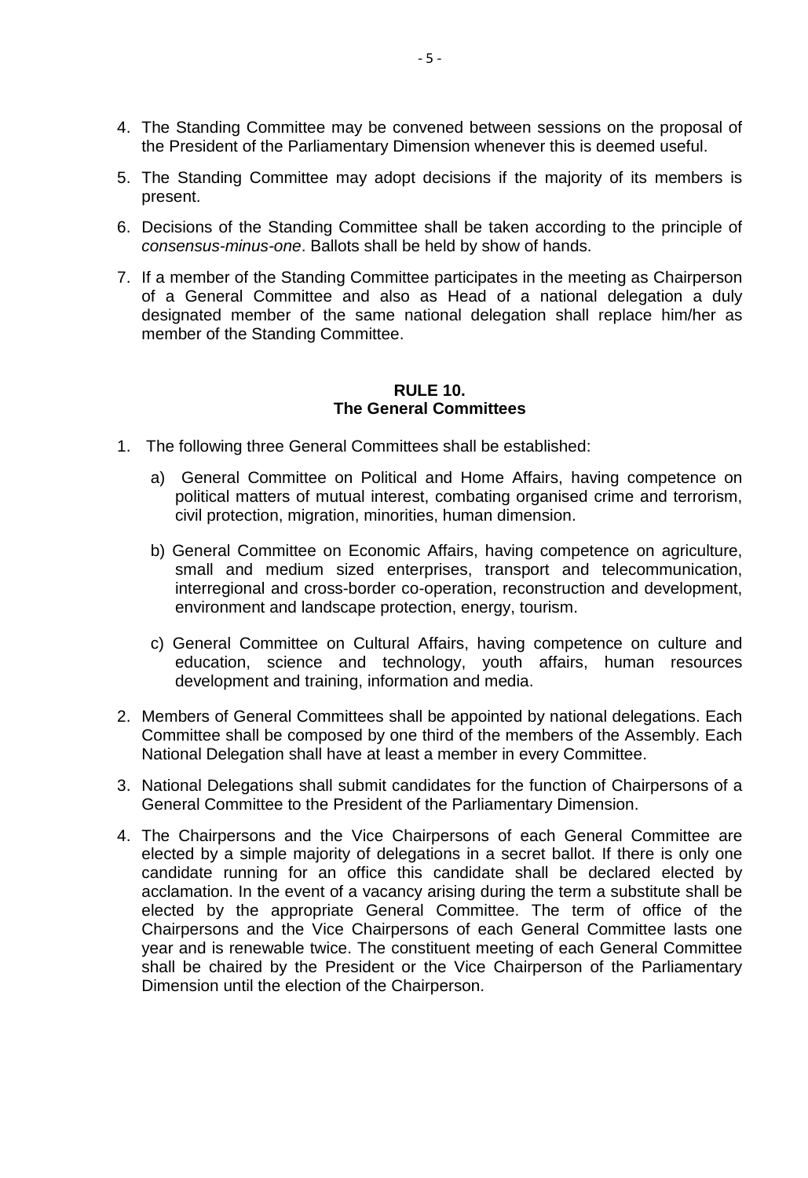4. The Standing Committee may be convened between sessions on the proposal of the President of the Parliamentary Dimension whenever this is deemed useful.

5. The Standing Committee may adopt decisions if the majority of its members is present.

6. Decisions of the Standing Committee shall be taken according to the principle of *consensus-minus-one*. Ballots shall be held by show of hands.

7. If a member of the Standing Committee participates in the meeting as Chairperson of a General Committee and also as Head of a national delegation a duly designated member of the same national delegation shall replace him/her as member of the Standing Committee.

### RULE 10.
### The General Committees

1. The following three General Committees shall be established:

   a) General Committee on Political and Home Affairs, having competence on political matters of mutual interest, combating organised crime and terrorism, civil protection, migration, minorities, human dimension.

   b) General Committee on Economic Affairs, having competence on agriculture, small and medium sized enterprises, transport and telecommunication, interregional and cross-border co-operation, reconstruction and development, environment and landscape protection, energy, tourism.

   c) General Committee on Cultural Affairs, having competence on culture and education, science and technology, youth affairs, human resources development and training, information and media.

2. Members of General Committees shall be appointed by national delegations. Each Committee shall be composed by one third of the members of the Assembly. Each National Delegation shall have at least a member in every Committee.

3. National Delegations shall submit candidates for the function of Chairpersons of a General Committee to the President of the Parliamentary Dimension.

4. The Chairpersons and the Vice Chairpersons of each General Committee are elected by a simple majority of delegations in a secret ballot. If there is only one candidate running for an office this candidate shall be declared elected by acclamation. In the event of a vacancy arising during the term a substitute shall be elected by the appropriate General Committee. The term of office of the Chairpersons and the Vice Chairpersons of each General Committee lasts one year and is renewable twice. The constituent meeting of each General Committee shall be chaired by the President or the Vice Chairperson of the Parliamentary Dimension until the election of the Chairperson.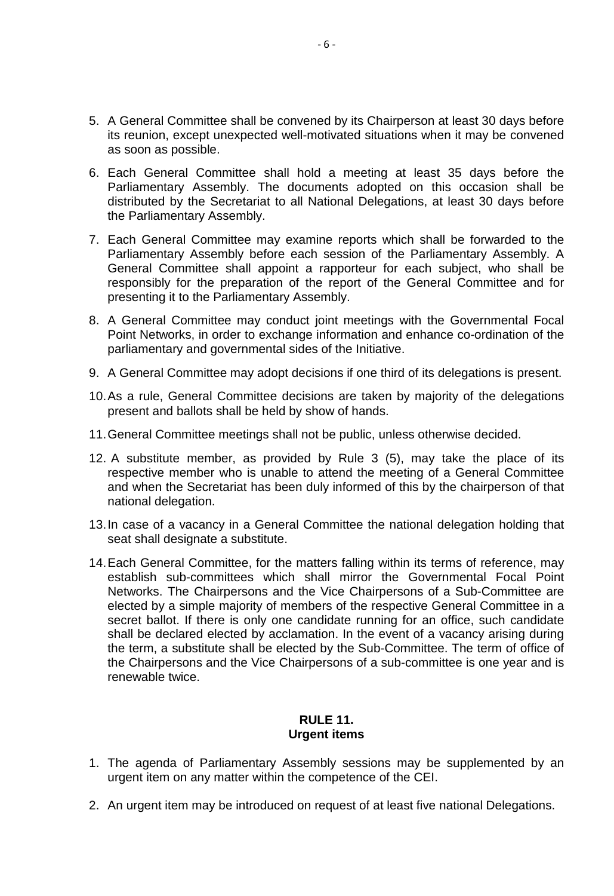5. A General Committee shall be convened by its Chairperson at least 30 days before its reunion, except unexpected well-motivated situations when it may be convened as soon as possible.

6. Each General Committee shall hold a meeting at least 35 days before the Parliamentary Assembly. The documents adopted on this occasion shall be distributed by the Secretariat to all National Delegations, at least 30 days before the Parliamentary Assembly.

7. Each General Committee may examine reports which shall be forwarded to the Parliamentary Assembly before each session of the Parliamentary Assembly. A General Committee shall appoint a rapporteur for each subject, who shall be responsibly for the preparation of the report of the General Committee and for presenting it to the Parliamentary Assembly.

8. A General Committee may conduct joint meetings with the Governmental Focal Point Networks, in order to exchange information and enhance co-ordination of the parliamentary and governmental sides of the Initiative.

9. A General Committee may adopt decisions if one third of its delegations is present.

10. As a rule, General Committee decisions are taken by majority of the delegations present and ballots shall be held by show of hands.

11. General Committee meetings shall not be public, unless otherwise decided.

12. A substitute member, as provided by Rule 3 (5), may take the place of its respective member who is unable to attend the meeting of a General Committee and when the Secretariat has been duly informed of this by the chairperson of that national delegation.

13. In case of a vacancy in a General Committee the national delegation holding that seat shall designate a substitute.

14. Each General Committee, for the matters falling within its terms of reference, may establish sub-committees which shall mirror the Governmental Focal Point Networks. The Chairpersons and the Vice Chairpersons of a Sub-Committee are elected by a simple majority of members of the respective General Committee in a secret ballot. If there is only one candidate running for an office, such candidate shall be declared elected by acclamation. In the event of a vacancy arising during the term, a substitute shall be elected by the Sub-Committee. The term of office of the Chairpersons and the Vice Chairpersons of a sub-committee is one year and is renewable twice.

**RULE 11.**
**Urgent items**

1. The agenda of Parliamentary Assembly sessions may be supplemented by an urgent item on any matter within the competence of the CEI.

2. An urgent item may be introduced on request of at least five national Delegations.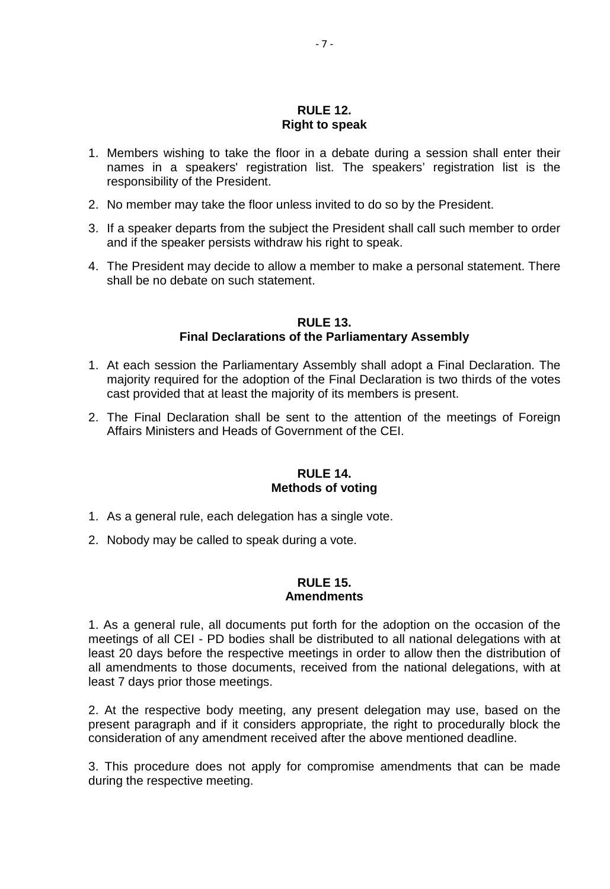## RULE 12.
## Right to speak

1. Members wishing to take the floor in a debate during a session shall enter their names in a speakers' registration list. The speakers' registration list is the responsibility of the President.
2. No member may take the floor unless invited to do so by the President.
3. If a speaker departs from the subject the President shall call such member to order and if the speaker persists withdraw his right to speak.
4. The President may decide to allow a member to make a personal statement. There shall be no debate on such statement.

## RULE 13.
## Final Declarations of the Parliamentary Assembly

1. At each session the Parliamentary Assembly shall adopt a Final Declaration. The majority required for the adoption of the Final Declaration is two thirds of the votes cast provided that at least the majority of its members is present.
2. The Final Declaration shall be sent to the attention of the meetings of Foreign Affairs Ministers and Heads of Government of the CEI.

## RULE 14.
## Methods of voting

1. As a general rule, each delegation has a single vote.
2. Nobody may be called to speak during a vote.

## RULE 15.
## Amendments

1. As a general rule, all documents put forth for the adoption on the occasion of the meetings of all CEI - PD bodies shall be distributed to all national delegations with at least 20 days before the respective meetings in order to allow then the distribution of all amendments to those documents, received from the national delegations, with at least 7 days prior those meetings.

2. At the respective body meeting, any present delegation may use, based on the present paragraph and if it considers appropriate, the right to procedurally block the consideration of any amendment received after the above mentioned deadline.

3. This procedure does not apply for compromise amendments that can be made during the respective meeting.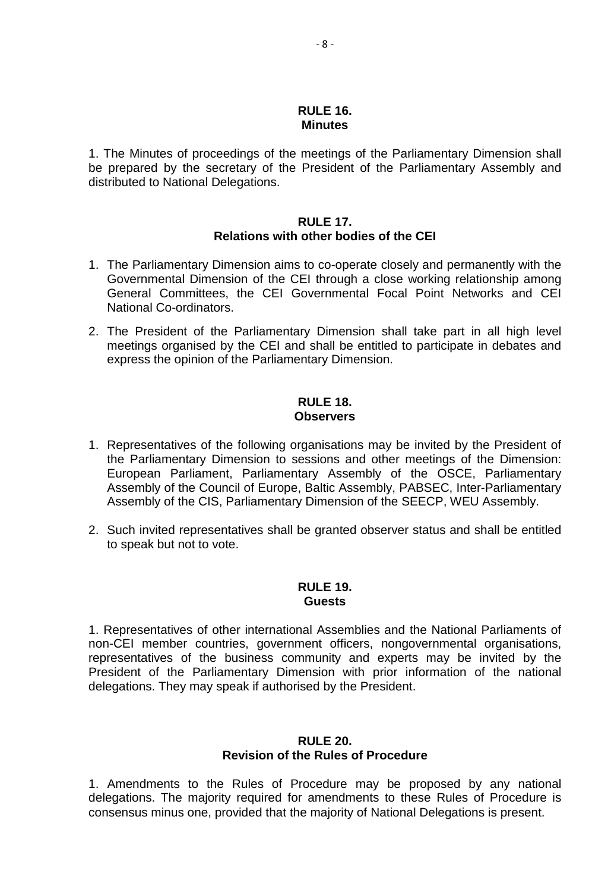## RULE 16.
## Minutes

1. The Minutes of proceedings of the meetings of the Parliamentary Dimension shall be prepared by the secretary of the President of the Parliamentary Assembly and distributed to National Delegations.

## RULE 17.
## Relations with other bodies of the CEI

1. The Parliamentary Dimension aims to co-operate closely and permanently with the Governmental Dimension of the CEI through a close working relationship among General Committees, the CEI Governmental Focal Point Networks and CEI National Co-ordinators.
2. The President of the Parliamentary Dimension shall take part in all high level meetings organised by the CEI and shall be entitled to participate in debates and express the opinion of the Parliamentary Dimension.

## RULE 18.
## Observers

1. Representatives of the following organisations may be invited by the President of the Parliamentary Dimension to sessions and other meetings of the Dimension: European Parliament, Parliamentary Assembly of the OSCE, Parliamentary Assembly of the Council of Europe, Baltic Assembly, PABSEC, Inter-Parliamentary Assembly of the CIS, Parliamentary Dimension of the SEECP, WEU Assembly.
2. Such invited representatives shall be granted observer status and shall be entitled to speak but not to vote.

## RULE 19.
## Guests

1. Representatives of other international Assemblies and the National Parliaments of non-CEI member countries, government officers, nongovernmental organisations, representatives of the business community and experts may be invited by the President of the Parliamentary Dimension with prior information of the national delegations. They may speak if authorised by the President.

## RULE 20.
## Revision of the Rules of Procedure

1. Amendments to the Rules of Procedure may be proposed by any national delegations. The majority required for amendments to these Rules of Procedure is consensus minus one, provided that the majority of National Delegations is present.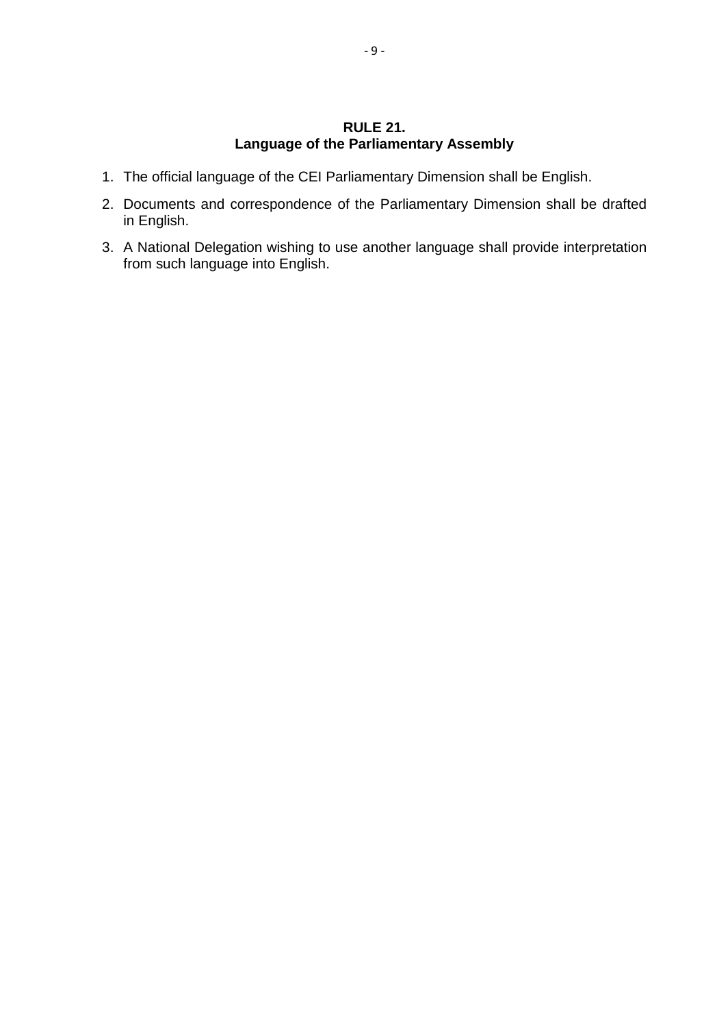## RULE 21.
## Language of the Parliamentary Assembly

1. The official language of the CEI Parliamentary Dimension shall be English.
2. Documents and correspondence of the Parliamentary Dimension shall be drafted in English.
3. A National Delegation wishing to use another language shall provide interpretation from such language into English.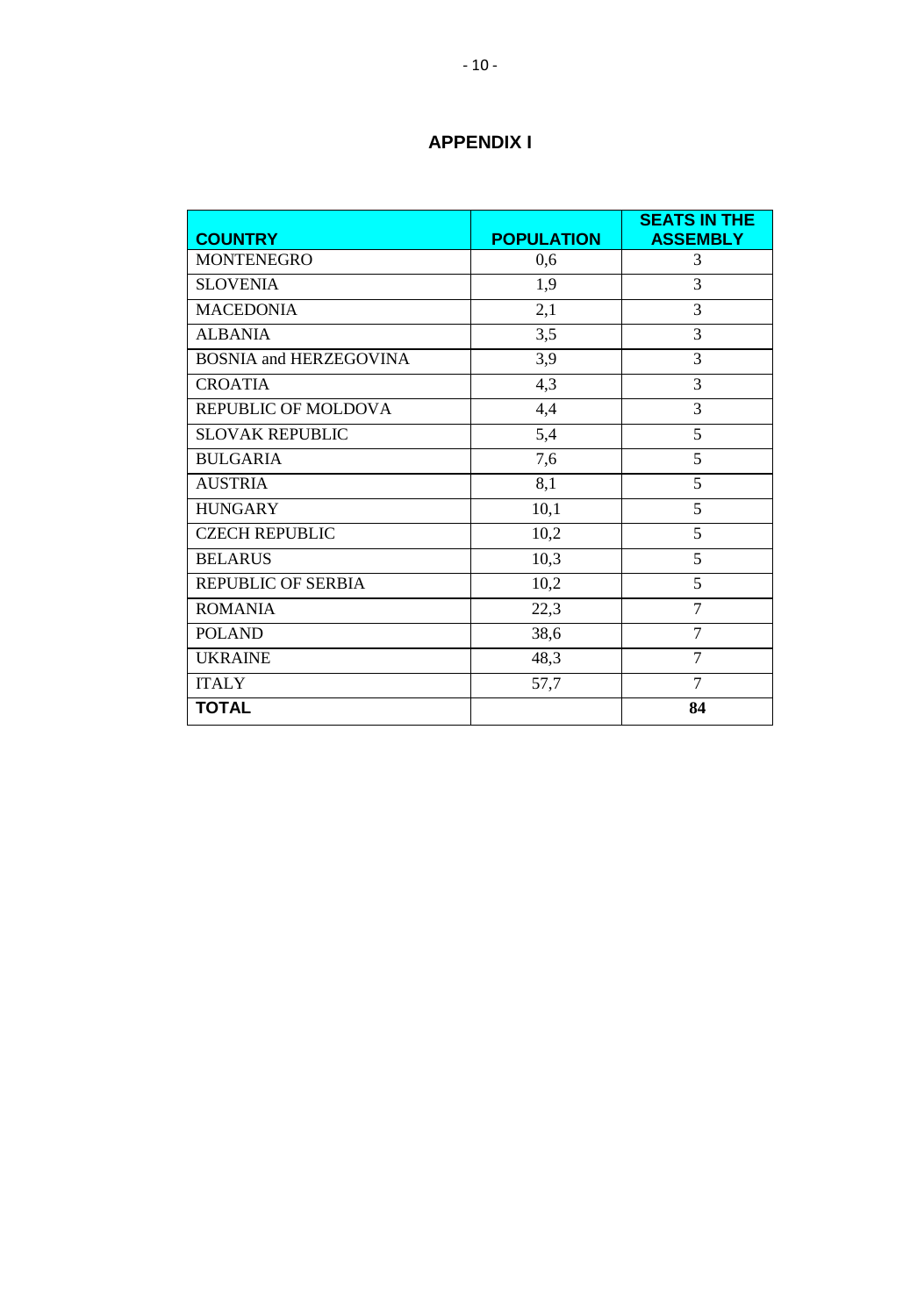## APPENDIX I

| COUNTRY | POPULATION | SEATS IN THE ASSEMBLY |
|---|---|---|
| MONTENEGRO | 0,6 | 3 |
| SLOVENIA | 1,9 | 3 |
| MACEDONIA | 2,1 | 3 |
| ALBANIA | 3,5 | 3 |
| BOSNIA and HERZEGOVINA | 3,9 | 3 |
| CROATIA | 4,3 | 3 |
| REPUBLIC OF MOLDOVA | 4,4 | 3 |
| SLOVAK REPUBLIC | 5,4 | 5 |
| BULGARIA | 7,6 | 5 |
| AUSTRIA | 8,1 | 5 |
| HUNGARY | 10,1 | 5 |
| CZECH REPUBLIC | 10,2 | 5 |
| BELARUS | 10,3 | 5 |
| REPUBLIC OF SERBIA | 10,2 | 5 |
| ROMANIA | 22,3 | 7 |
| POLAND | 38,6 | 7 |
| UKRAINE | 48,3 | 7 |
| ITALY | 57,7 | 7 |
| **TOTAL** | | **84** |